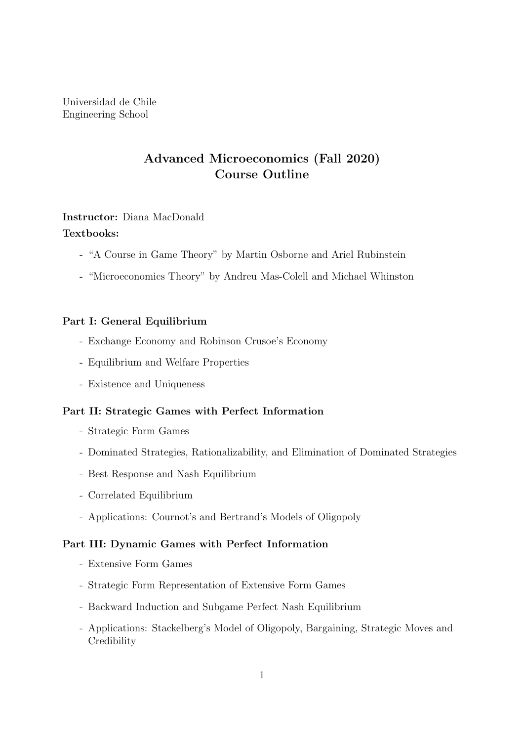Universidad de Chile
Engineering School

# Advanced Microeconomics (Fall 2020)
# Course Outline

**Instructor:** Diana MacDonald

**Textbooks:**

- "A Course in Game Theory" by Martin Osborne and Ariel Rubinstein
- "Microeconomics Theory" by Andreu Mas-Colell and Michael Whinston

**Part I: General Equilibrium**

- Exchange Economy and Robinson Crusoe's Economy
- Equilibrium and Welfare Properties
- Existence and Uniqueness

**Part II: Strategic Games with Perfect Information**

- Strategic Form Games
- Dominated Strategies, Rationalizability, and Elimination of Dominated Strategies
- Best Response and Nash Equilibrium
- Correlated Equilibrium
- Applications: Cournot's and Bertrand's Models of Oligopoly

**Part III: Dynamic Games with Perfect Information**

- Extensive Form Games
- Strategic Form Representation of Extensive Form Games
- Backward Induction and Subgame Perfect Nash Equilibrium
- Applications: Stackelberg's Model of Oligopoly, Bargaining, Strategic Moves and Credibility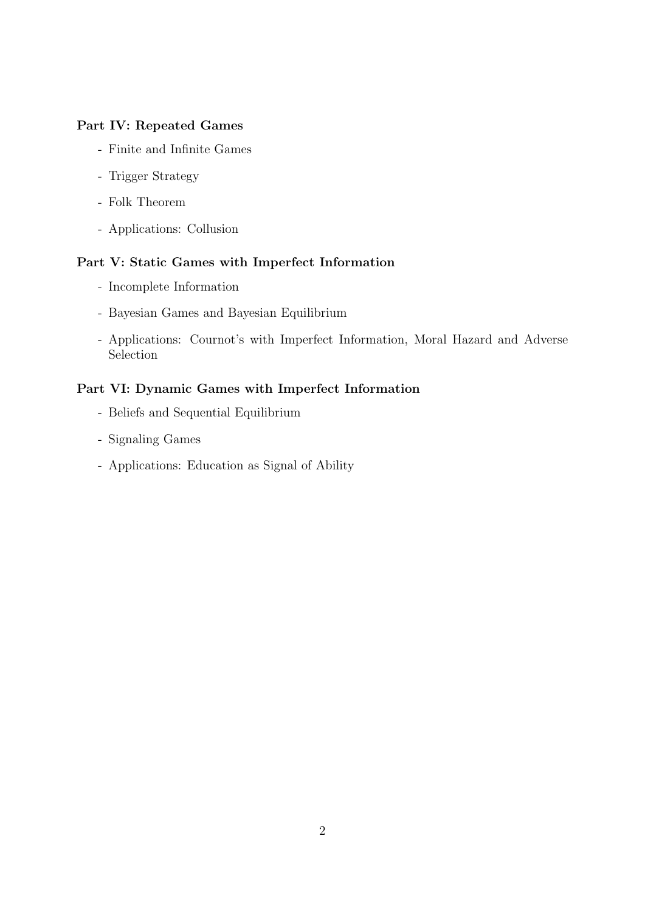**Part IV: Repeated Games**

- Finite and Infinite Games
- Trigger Strategy
- Folk Theorem
- Applications: Collusion

**Part V: Static Games with Imperfect Information**

- Incomplete Information
- Bayesian Games and Bayesian Equilibrium
- Applications: Cournot's with Imperfect Information, Moral Hazard and Adverse Selection

**Part VI: Dynamic Games with Imperfect Information**

- Beliefs and Sequential Equilibrium
- Signaling Games
- Applications: Education as Signal of Ability